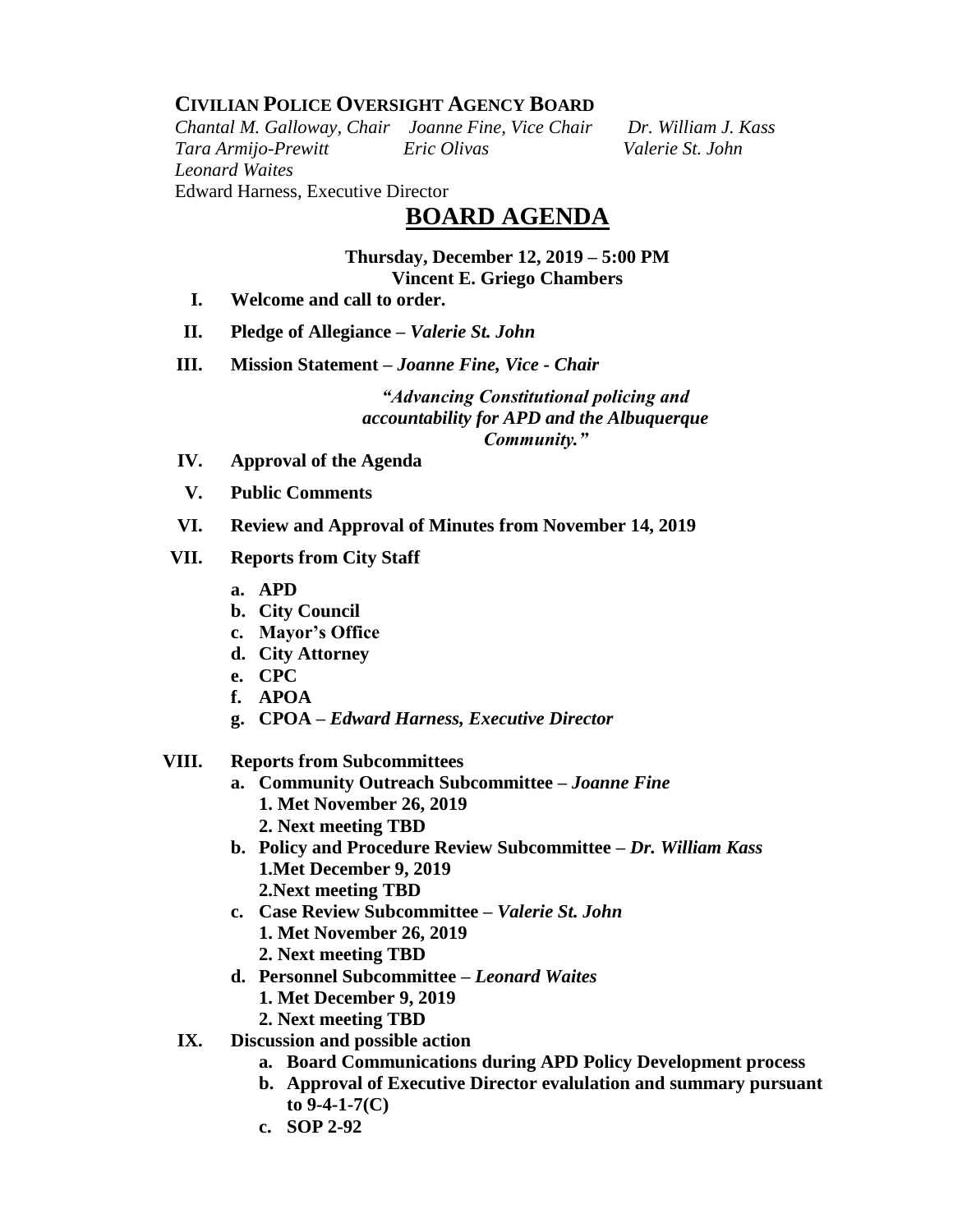## CIVILIAN POLICE OVERSIGHT AGENCY BOARD

*Chantal M. Galloway, Chair* *Joanne Fine, Vice Chair* *Dr. William J. Kass*
*Tara Armijo-Prewitt* *Eric Olivas* *Valerie St. John*
*Leonard Waites*
Edward Harness, Executive Director

# BOARD AGENDA

**Thursday, December 12, 2019 – 5:00 PM**
**Vincent E. Griego Chambers**

I. **Welcome and call to order.**

II. **Pledge of Allegiance –** ***Valerie St. John***

III. **Mission Statement –** ***Joanne Fine, Vice - Chair***

*"Advancing Constitutional policing and accountability for APD and the Albuquerque Community."*

IV. **Approval of the Agenda**

V. **Public Comments**

VI. **Review and Approval of Minutes from November 14, 2019**

VII. **Reports from City Staff**

   a. **APD**
   b. **City Council**
   c. **Mayor's Office**
   d. **City Attorney**
   e. **CPC**
   f. **APOA**
   g. **CPOA –** ***Edward Harness, Executive Director***

VIII. **Reports from Subcommittees**

   a. **Community Outreach Subcommittee –** ***Joanne Fine***
      1. **Met November 26, 2019**
      2. **Next meeting TBD**
   b. **Policy and Procedure Review Subcommittee –** ***Dr. William Kass***
      1. **Met December 9, 2019**
      2. **Next meeting TBD**
   c. **Case Review Subcommittee –** ***Valerie St. John***
      1. **Met November 26, 2019**
      2. **Next meeting TBD**
   d. **Personnel Subcommittee –** ***Leonard Waites***
      1. **Met December 9, 2019**
      2. **Next meeting TBD**

IX. **Discussion and possible action**

   a. **Board Communications during APD Policy Development process**
   b. **Approval of Executive Director evalulation and summary pursuant to 9-4-1-7(C)**
   c. **SOP 2-92**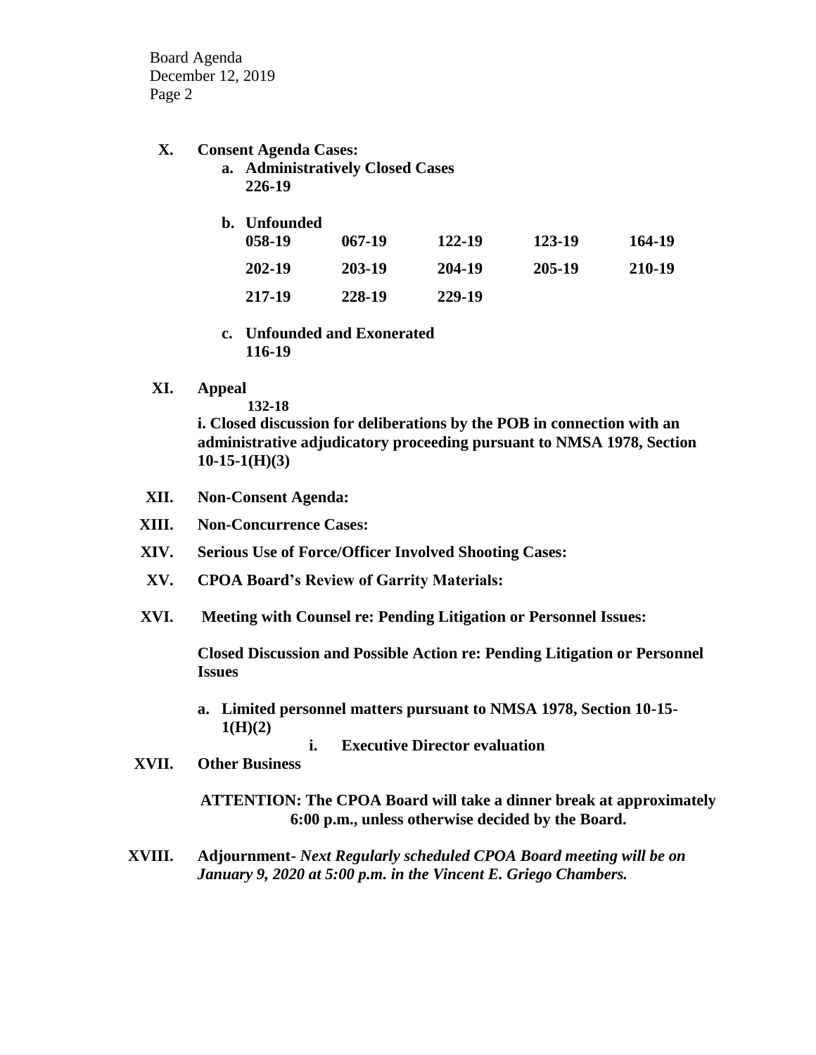**X. Consent Agenda Cases:**

**a. Administratively Closed Cases**
**226-19**

**b. Unfounded**

| | | | | |
|---|---|---|---|---|
| **058-19** | **067-19** | **122-19** | **123-19** | **164-19** |
| **202-19** | **203-19** | **204-19** | **205-19** | **210-19** |
| **217-19** | **228-19** | **229-19** | | |

**c. Unfounded and Exonerated**
**116-19**

**XI. Appeal**

**132-18**

**i. Closed discussion for deliberations by the POB in connection with an administrative adjudicatory proceeding pursuant to NMSA 1978, Section 10-15-1(H)(3)**

**XII. Non-Consent Agenda:**

**XIII. Non-Concurrence Cases:**

**XIV. Serious Use of Force/Officer Involved Shooting Cases:**

**XV. CPOA Board's Review of Garrity Materials:**

**XVI. Meeting with Counsel re: Pending Litigation or Personnel Issues:**

**Closed Discussion and Possible Action re: Pending Litigation or Personnel Issues**

**a. Limited personnel matters pursuant to NMSA 1978, Section 10-15-1(H)(2)**

**i. Executive Director evaluation**

**XVII. Other Business**

**ATTENTION: The CPOA Board will take a dinner break at approximately 6:00 p.m., unless otherwise decided by the Board.**

**XVIII. Adjournment-** ***Next Regularly scheduled CPOA Board meeting will be on January 9, 2020 at 5:00 p.m. in the Vincent E. Griego Chambers.***